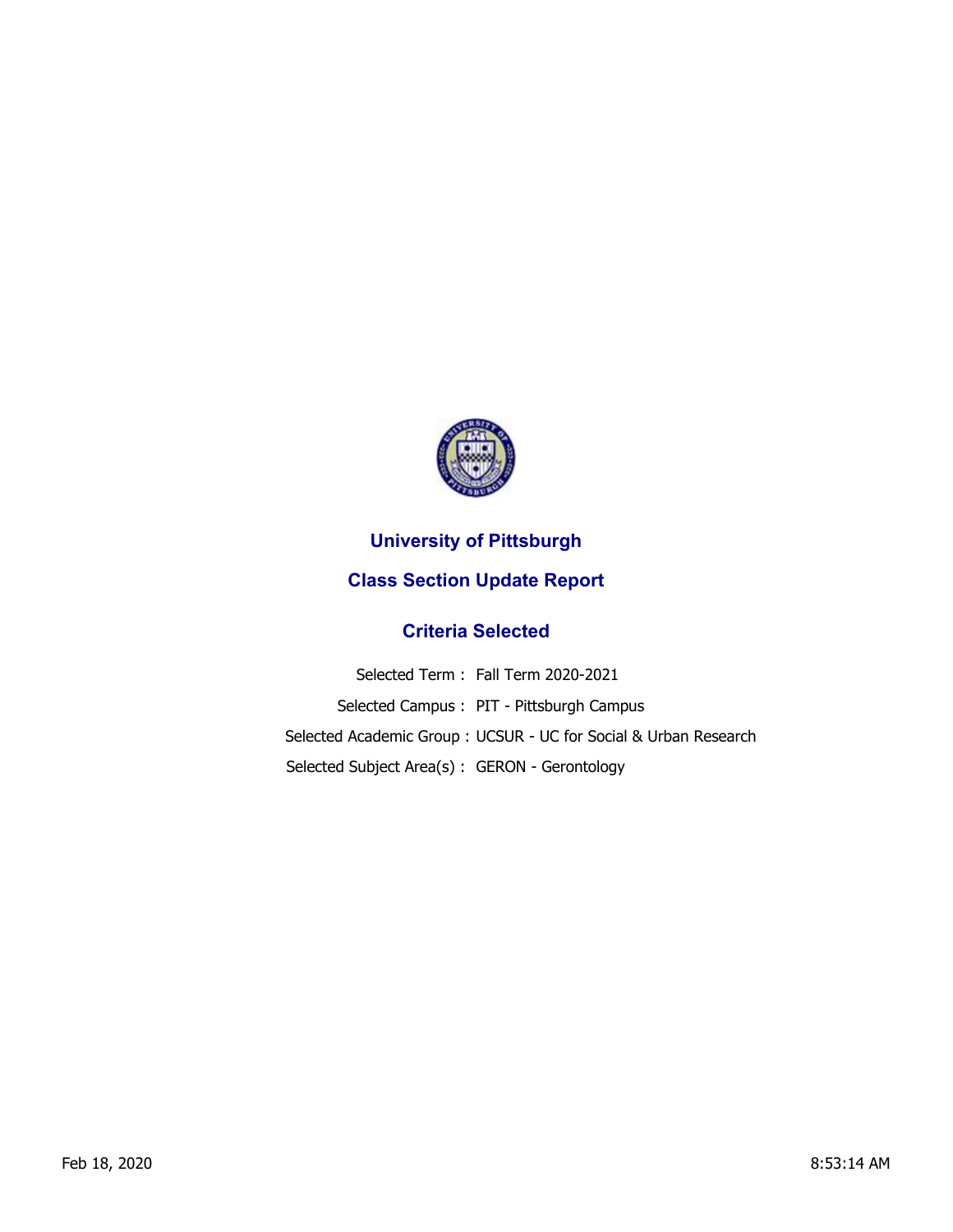# University of Pittsburgh

## Class Section Update Report

### Criteria Selected

Selected Term : Fall Term 2020-2021

Selected Campus : PIT - Pittsburgh Campus

Selected Academic Group : UCSUR - UC for Social & Urban Research

Selected Subject Area(s) : GERON - Gerontology

Feb 18, 2020 8:53:14 AM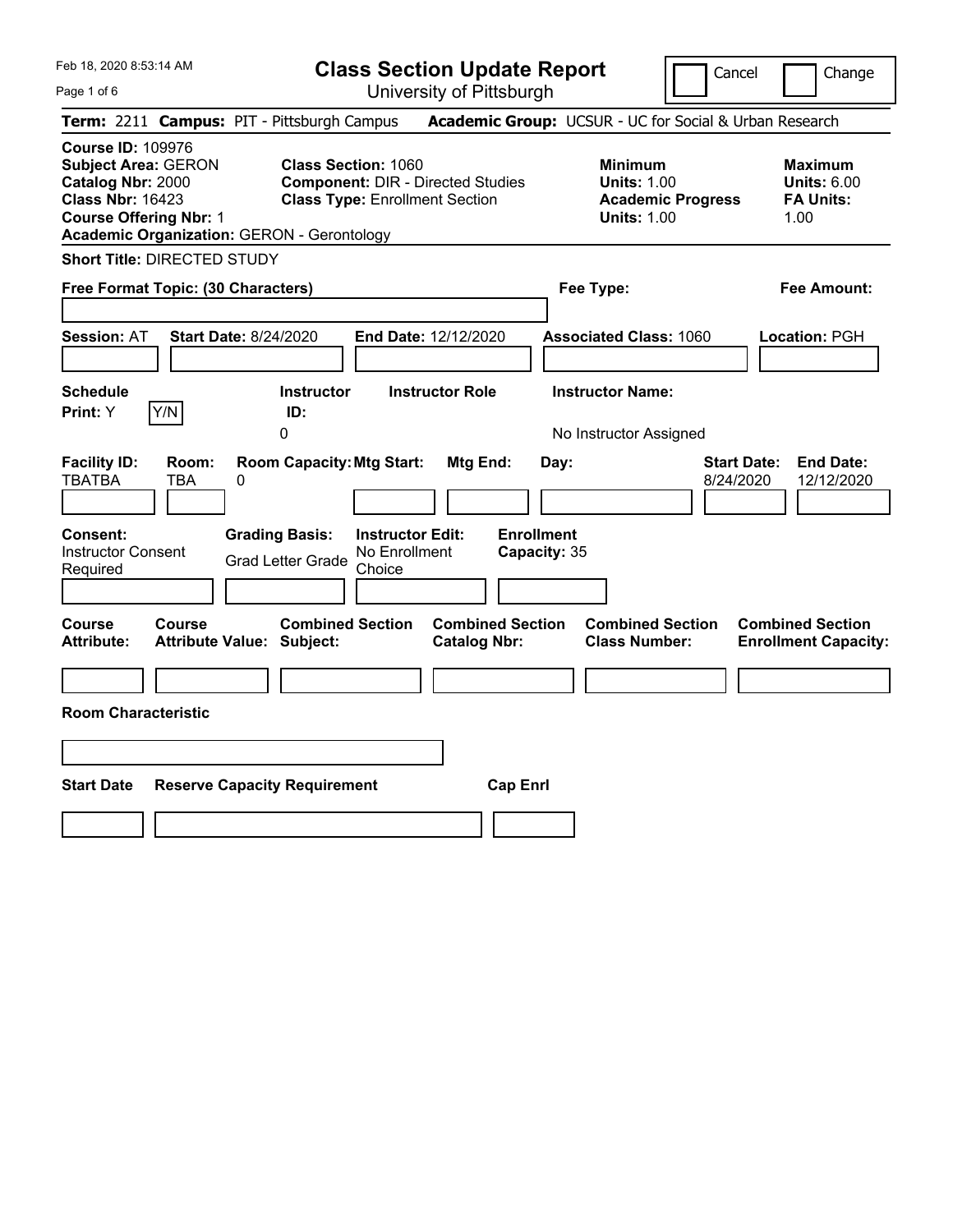Feb 18, 2020 8:53:14 AM

# Class Section Update Report

University of Pittsburgh

Cancel | Change

**Term:** 2211 **Campus:** PIT - Pittsburgh Campus **Academic Group:** UCSUR - UC for Social & Urban Research

**Course ID:** 109976
**Subject Area:** GERON
**Catalog Nbr:** 2000
**Class Nbr:** 16423
**Course Offering Nbr:** 1
**Academic Organization:** GERON - Gerontology

**Class Section:** 1060
**Component:** DIR - Directed Studies
**Class Type:** Enrollment Section

**Minimum Units:** 1.00
**Academic Progress Units:** 1.00

**Maximum Units:** 6.00
**FA Units:** 1.00

**Short Title:** DIRECTED STUDY

**Free Format Topic: (30 Characters)**

**Fee Type:**

**Fee Amount:**

**Session:** AT **Start Date:** 8/24/2020 **End Date:** 12/12/2020 **Associated Class:** 1060 **Location:** PGH

| Schedule Print | Instructor ID | Instructor Role | Instructor Name |
|---|---|---|---|
| Y | 0 | | No Instructor Assigned |

| Facility ID | Room | Room Capacity | Mtg Start | Mtg End | Day | Start Date | End Date |
|---|---|---|---|---|---|---|---|
| TBATBA | TBA | 0 | | | | 8/24/2020 | 12/12/2020 |

| Consent | Grading Basis | Instructor Edit | Enrollment Capacity |
|---|---|---|---|
| Instructor Consent Required | Grad Letter Grade | No Enrollment Choice | 35 |

| Course Attribute | Course Attribute Value | Combined Section Subject | Combined Section Catalog Nbr | Combined Section Class Number | Combined Section Enrollment Capacity |
|---|---|---|---|---|---|
| | | | | | |

**Room Characteristic**

| Start Date | Reserve Capacity Requirement | Cap Enrl |
|---|---|---|
| | | |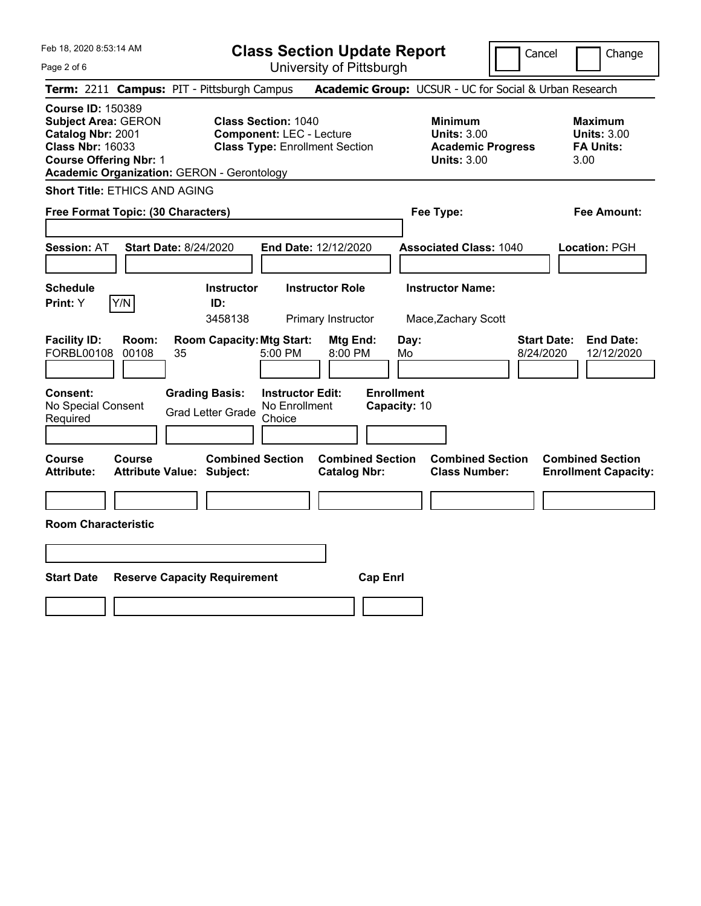Feb 18, 2020 8:53:14 AM

# Class Section Update Report

University of Pittsburgh

Cancel | Change

**Term:** 2211 **Campus:** PIT - Pittsburgh Campus **Academic Group:** UCSUR - UC for Social & Urban Research

**Course ID:** 150389
**Subject Area:** GERON
**Catalog Nbr:** 2001
**Class Nbr:** 16033
**Course Offering Nbr:** 1
**Academic Organization:** GERON - Gerontology

**Class Section:** 1040
**Component:** LEC - Lecture
**Class Type:** Enrollment Section

**Minimum Units:** 3.00
**Academic Progress Units:** 3.00

**Maximum Units:** 3.00
**FA Units:** 3.00

**Short Title:** ETHICS AND AGING

**Free Format Topic: (30 Characters)**

**Fee Type:**

**Fee Amount:**

**Session:** AT **Start Date:** 8/24/2020 **End Date:** 12/12/2020 **Associated Class:** 1040 **Location:** PGH

**Schedule Print:** Y Y/N

| Instructor ID: | Instructor Role | Instructor Name: |
|---|---|---|
| 3458138 | Primary Instructor | Mace,Zachary Scott |

| Facility ID: | Room: | Room Capacity: | Mtg Start: | Mtg End: | Day: | Start Date: | End Date: |
|---|---|---|---|---|---|---|---|
| FORBL00108 | 00108 | 35 | 5:00 PM | 8:00 PM | Mo | 8/24/2020 | 12/12/2020 |

| Consent: | Grading Basis: | Instructor Edit: | Enrollment Capacity: |
|---|---|---|---|
| No Special Consent Required | Grad Letter Grade | No Enrollment Choice | 10 |

| Course Attribute: | Course Attribute Value: | Combined Section Subject: | Combined Section Catalog Nbr: | Combined Section Class Number: | Combined Section Enrollment Capacity: |
|---|---|---|---|---|---|
| | | | | | |

**Room Characteristic**

| Start Date | Reserve Capacity Requirement | Cap Enrl |
|---|---|---|
| | | |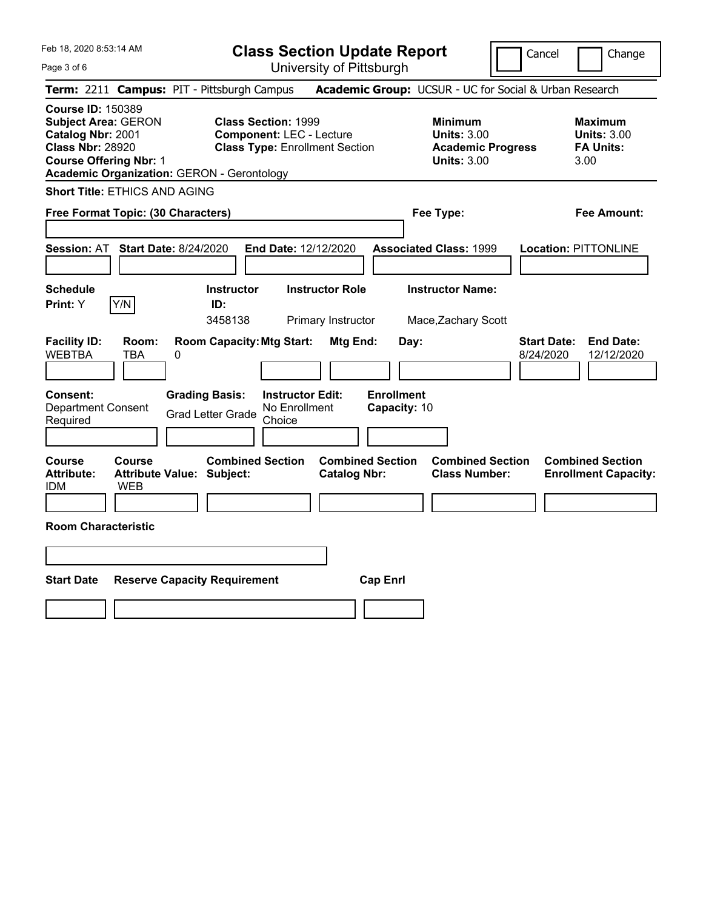Feb 18, 2020 8:53:14 AM

# Class Section Update Report

University of Pittsburgh

☐ Cancel ☐ Change

**Term:** 2211 **Campus:** PIT - Pittsburgh Campus **Academic Group:** UCSUR - UC for Social & Urban Research

**Course ID:** 150389
**Subject Area:** GERON
**Catalog Nbr:** 2001
**Class Nbr:** 28920
**Course Offering Nbr:** 1
**Academic Organization:** GERON - Gerontology

**Class Section:** 1999
**Component:** LEC - Lecture
**Class Type:** Enrollment Section

**Minimum Units:** 3.00
**Academic Progress Units:** 3.00

**Maximum Units:** 3.00
**FA Units:** 3.00

**Short Title:** ETHICS AND AGING

**Free Format Topic: (30 Characters)**

**Fee Type:**

**Fee Amount:**

**Session:** AT **Start Date:** 8/24/2020 **End Date:** 12/12/2020 **Associated Class:** 1999 **Location:** PITTONLINE

| Schedule Print | Instructor ID | Instructor Role | Instructor Name |
|---|---|---|---|
| Y | 3458138 | Primary Instructor | Mace,Zachary Scott |

| Facility ID | Room | Room Capacity | Mtg Start | Mtg End | Day | Start Date | End Date |
|---|---|---|---|---|---|---|---|
| WEBTBA | TBA | 0 | | | | 8/24/2020 | 12/12/2020 |

| Consent | Grading Basis | Instructor Edit | Enrollment Capacity |
|---|---|---|---|
| Department Consent Required | Grad Letter Grade | No Enrollment Choice | 10 |

| Course Attribute | Course Attribute Value | Combined Section Subject | Combined Section Catalog Nbr | Combined Section Class Number | Combined Section Enrollment Capacity |
|---|---|---|---|---|---|
| IDM | WEB | | | | |

**Room Characteristic**

| Start Date | Reserve Capacity Requirement | Cap Enrl |
|---|---|---|
| | | |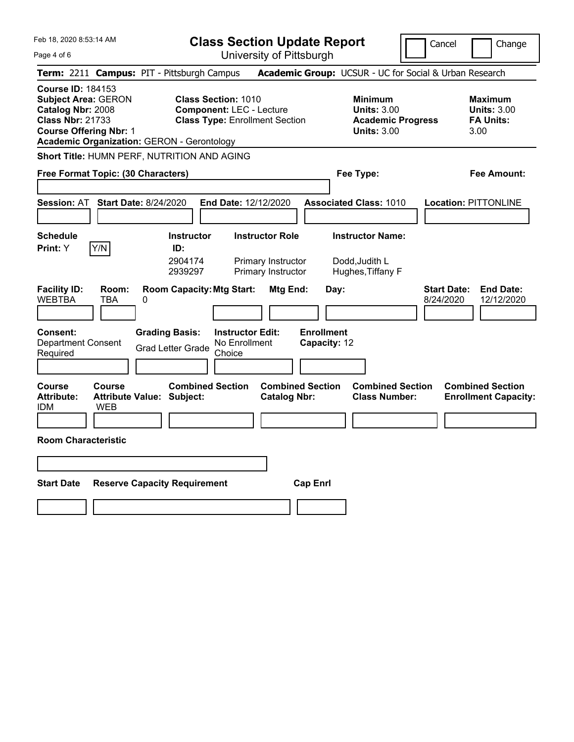Feb 18, 2020 8:53:14 AM

# Class Section Update Report

University of Pittsburgh

Cancel ☐ Change ☐

**Term:** 2211 **Campus:** PIT - Pittsburgh Campus **Academic Group:** UCSUR - UC for Social & Urban Research

**Course ID:** 184153
**Subject Area:** GERON
**Catalog Nbr:** 2008
**Class Nbr:** 21733
**Course Offering Nbr:** 1
**Academic Organization:** GERON - Gerontology

**Class Section:** 1010
**Component:** LEC - Lecture
**Class Type:** Enrollment Section

**Minimum Units:** 3.00
**Academic Progress Units:** 3.00

**Maximum Units:** 3.00
**FA Units:** 3.00

**Short Title:** HUMN PERF, NUTRITION AND AGING

**Free Format Topic: (30 Characters)**

**Fee Type:**

**Fee Amount:**

**Session:** AT **Start Date:** 8/24/2020 **End Date:** 12/12/2020 **Associated Class:** 1010 **Location:** PITTONLINE

**Schedule Print:** Y  Y/N

| Instructor ID: | Instructor Role | Instructor Name: |
|---|---|---|
| 2904174 | Primary Instructor | Dodd,Judith L |
| 2939297 | Primary Instructor | Hughes,Tiffany F |

| Facility ID: | Room: | Room Capacity: | Mtg Start: | Mtg End: | Day: | Start Date: | End Date: |
|---|---|---|---|---|---|---|---|
| WEBTBA | TBA | 0 | | | | 8/24/2020 | 12/12/2020 |

**Consent:** Department Consent Required
**Grading Basis:** Grad Letter Grade
**Instructor Edit:** No Enrollment Choice
**Enrollment Capacity:** 12

| Course Attribute: | Course Attribute Value: | Combined Section Subject: | Combined Section Catalog Nbr: | Combined Section Class Number: | Combined Section Enrollment Capacity: |
|---|---|---|---|---|---|
| IDM | WEB | | | | |

**Room Characteristic**

| Start Date | Reserve Capacity Requirement | Cap Enrl |
|---|---|---|
| | | |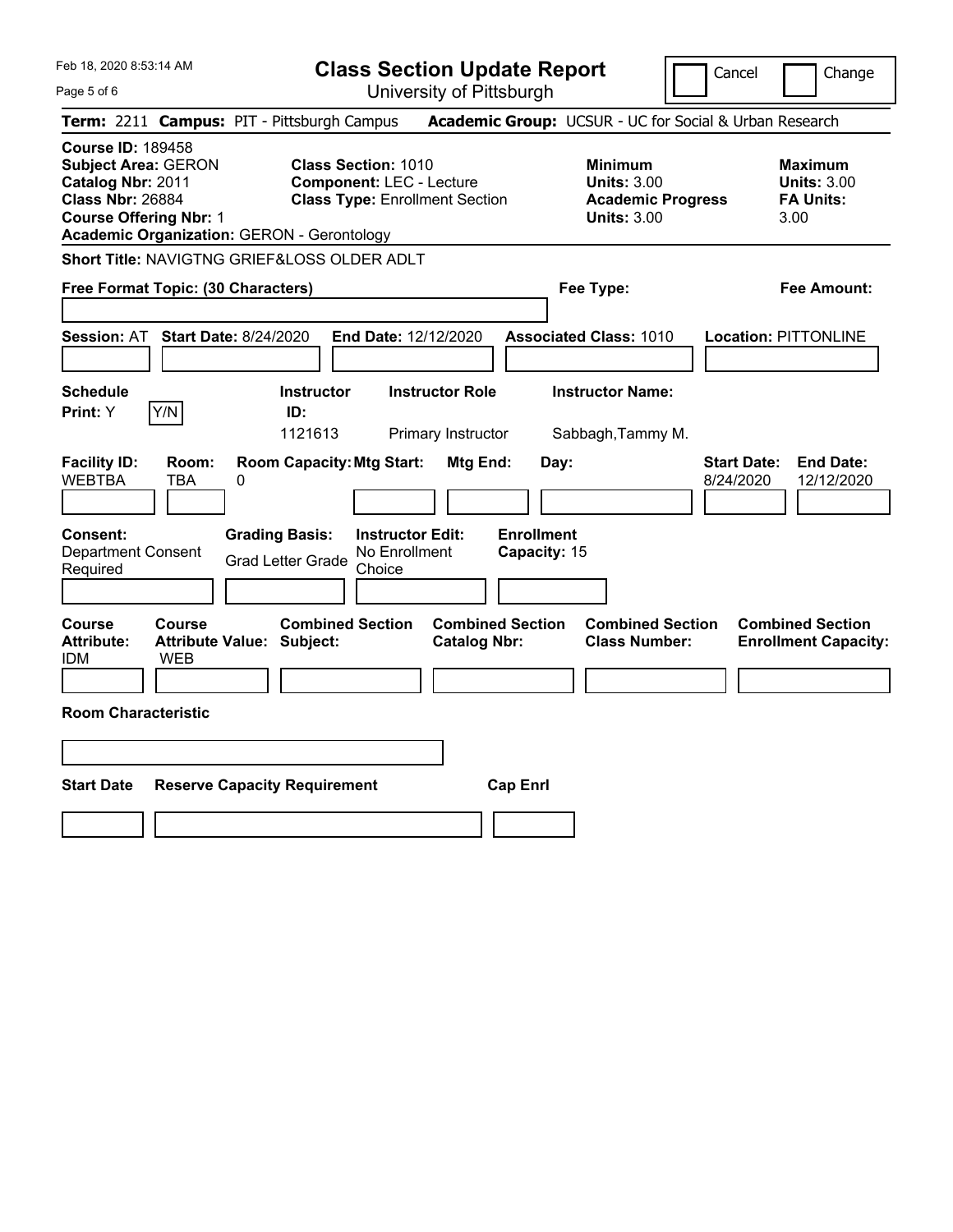Feb 18, 2020 8:53:14 AM

# Class Section Update Report

University of Pittsburgh

Cancel ☐ Change ☐

**Term:** 2211 **Campus:** PIT - Pittsburgh Campus **Academic Group:** UCSUR - UC for Social & Urban Research

**Course ID:** 189458
**Subject Area:** GERON
**Catalog Nbr:** 2011
**Class Nbr:** 26884
**Course Offering Nbr:** 1
**Academic Organization:** GERON - Gerontology

**Class Section:** 1010
**Component:** LEC - Lecture
**Class Type:** Enrollment Section

**Minimum Units:** 3.00
**Academic Progress Units:** 3.00

**Maximum Units:** 3.00
**FA Units:** 3.00

**Short Title:** NAVIGTNG GRIEF&LOSS OLDER ADLT

**Free Format Topic: (30 Characters)**

**Fee Type:**

**Fee Amount:**

**Session:** AT **Start Date:** 8/24/2020 **End Date:** 12/12/2020 **Associated Class:** 1010 **Location:** PITTONLINE

| Schedule Print | Instructor ID | Instructor Role | Instructor Name |
|---|---|---|---|
| Y | 1121613 | Primary Instructor | Sabbagh,Tammy M. |

Y/N

| Facility ID | Room | Room Capacity | Mtg Start | Mtg End | Day | Start Date | End Date |
|---|---|---|---|---|---|---|---|
| WEBTBA | TBA | 0 | | | | 8/24/2020 | 12/12/2020 |

| Consent | Grading Basis | Instructor Edit | Enrollment Capacity |
|---|---|---|---|
| Department Consent Required | Grad Letter Grade | No Enrollment Choice | 15 |

| Course Attribute | Course Attribute Value | Combined Section Subject | Combined Section Catalog Nbr | Combined Section Class Number | Combined Section Enrollment Capacity |
|---|---|---|---|---|---|
| IDM | WEB | | | | |

**Room Characteristic**

| Start Date | Reserve Capacity Requirement | Cap Enrl |
|---|---|---|
| | | |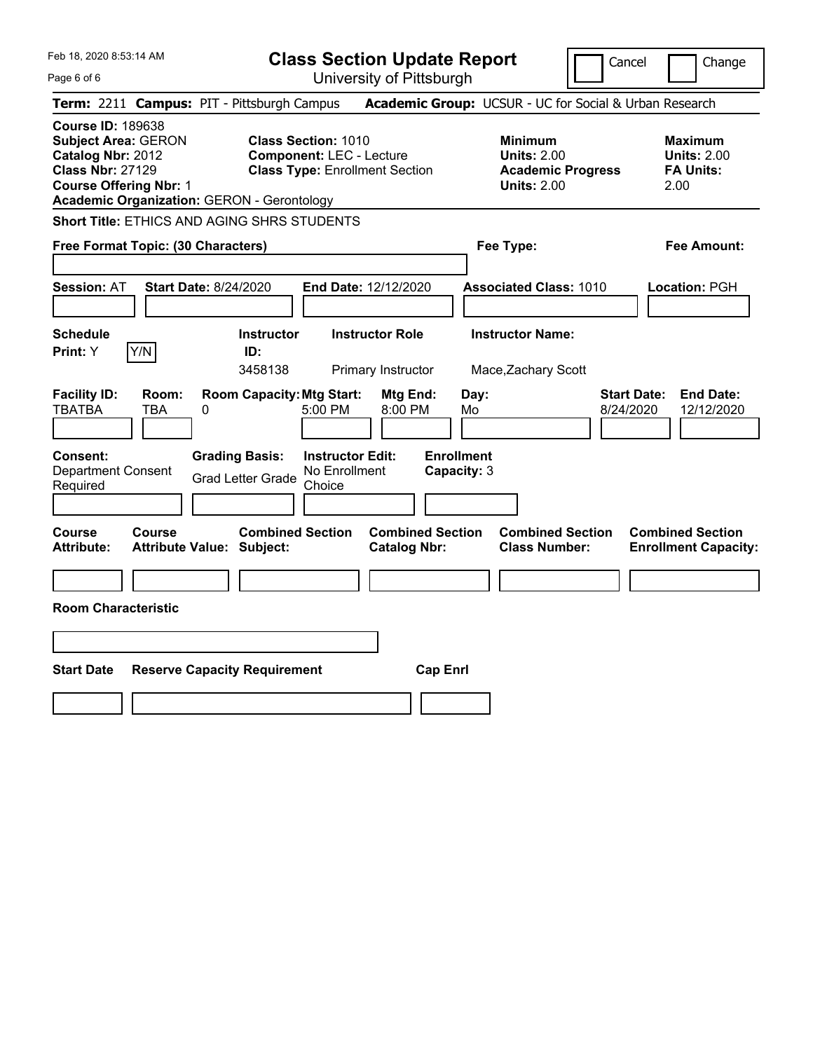Feb 18, 2020 8:53:14 AM

# Class Section Update Report

University of Pittsburgh

Cancel | Change

**Term:** 2211 **Campus:** PIT - Pittsburgh Campus **Academic Group:** UCSUR - UC for Social & Urban Research

**Course ID:** 189638
**Subject Area:** GERON
**Catalog Nbr:** 2012
**Class Nbr:** 27129
**Course Offering Nbr:** 1
**Academic Organization:** GERON - Gerontology

**Class Section:** 1010
**Component:** LEC - Lecture
**Class Type:** Enrollment Section

**Minimum Units:** 2.00
**Academic Progress Units:** 2.00

**Maximum Units:** 2.00
**FA Units:** 2.00

**Short Title:** ETHICS AND AGING SHRS STUDENTS

**Free Format Topic: (30 Characters)**

**Fee Type:**

**Fee Amount:**

**Session:** AT **Start Date:** 8/24/2020 **End Date:** 12/12/2020 **Associated Class:** 1010 **Location:** PGH

| Schedule Print | Instructor ID | Instructor Role | Instructor Name |
|---|---|---|---|
| Y | 3458138 | Primary Instructor | Mace,Zachary Scott |

| Facility ID | Room | Room Capacity | Mtg Start | Mtg End | Day | Start Date | End Date |
|---|---|---|---|---|---|---|---|
| TBATBA | TBA | 0 | 5:00 PM | 8:00 PM | Mo | 8/24/2020 | 12/12/2020 |

| Consent | Grading Basis | Instructor Edit | Enrollment Capacity |
|---|---|---|---|
| Department Consent Required | Grad Letter Grade | No Enrollment Choice | 3 |

| Course Attribute | Course Attribute Value | Combined Section Subject | Combined Section Catalog Nbr | Combined Section Class Number | Combined Section Enrollment Capacity |
|---|---|---|---|---|---|
| | | | | | |

**Room Characteristic**

| Start Date | Reserve Capacity Requirement | Cap Enrl |
|---|---|---|
| | | |